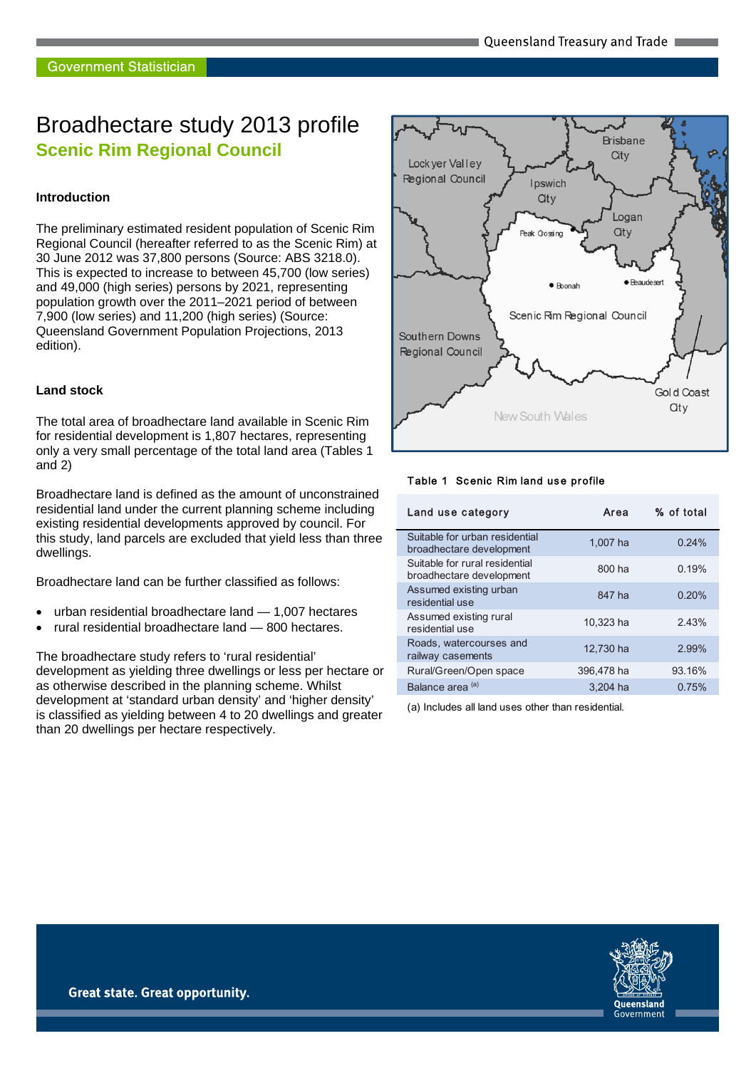# Broadhectare study 2013 profile

## Scenic Rim Regional Council

### Introduction

The preliminary estimated resident population of Scenic Rim Regional Council (hereafter referred to as the Scenic Rim) at 30 June 2012 was 37,800 persons (Source: ABS 3218.0). This is expected to increase to between 45,700 (low series) and 49,000 (high series) persons by 2021, representing population growth over the 2011–2021 period of between 7,900 (low series) and 11,200 (high series) (Source: Queensland Government Population Projections, 2013 edition).

### Land stock

The total area of broadhectare land available in Scenic Rim for residential development is 1,807 hectares, representing only a very small percentage of the total land area (Tables 1 and 2)

Broadhectare land is defined as the amount of unconstrained residential land under the current planning scheme including existing residential developments approved by council. For this study, land parcels are excluded that yield less than three dwellings.

Broadhectare land can be further classified as follows:

- urban residential broadhectare land — 1,007 hectares
- rural residential broadhectare land — 800 hectares.

The broadhectare study refers to 'rural residential' development as yielding three dwellings or less per hectare or as otherwise described in the planning scheme. Whilst development at 'standard urban density' and 'higher density' is classified as yielding between 4 to 20 dwellings and greater than 20 dwellings per hectare respectively.

**Table 1 Scenic Rim land use profile**

| Land use category | Area | % of total |
|---|---|---|
| Suitable for urban residential broadhectare development | 1,007 ha | 0.24% |
| Suitable for rural residential broadhectare development | 800 ha | 0.19% |
| Assumed existing urban residential use | 847 ha | 0.20% |
| Assumed existing rural residential use | 10,323 ha | 2.43% |
| Roads, watercourses and railway easements | 12,730 ha | 2.99% |
| Rural/Green/Open space | 396,478 ha | 93.16% |
| Balance area [(a)] | 3,204 ha | 0.75% |

(a) Includes all land uses other than residential.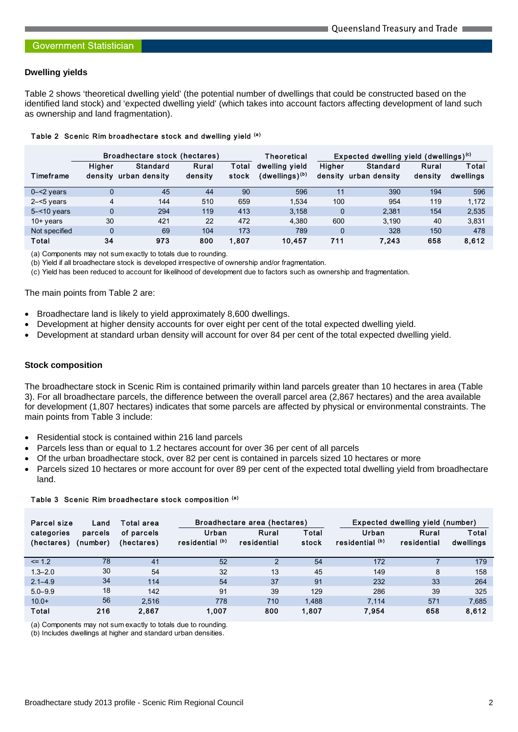### Dwelling yields

Table 2 shows 'theoretical dwelling yield' (the potential number of dwellings that could be constructed based on the identified land stock) and 'expected dwelling yield' (which takes into account factors affecting development of land such as ownership and land fragmentation).

Table 2 Scenic Rim broadhectare stock and dwelling yield [(a)]

| Timeframe | Broadhectare stock (hectares) | | | | Theoretical dwelling yield (dwellings)[(b)] | Expected dwelling yield (dwellings)[(c)] | | | |
|---|---|---|---|---|---|---|---|---|---|
| | Higher density | Standard urban density | Rural density | Total stock | | Higher density | Standard urban density | Rural density | Total dwellings |
| 0–<2 years | 0 | 45 | 44 | 90 | 596 | 11 | 390 | 194 | 596 |
| 2–<5 years | 4 | 144 | 510 | 659 | 1,534 | 100 | 954 | 119 | 1,172 |
| 5–<10 years | 0 | 294 | 119 | 413 | 3,158 | 0 | 2,381 | 154 | 2,535 |
| 10+ years | 30 | 421 | 22 | 472 | 4,380 | 600 | 3,190 | 40 | 3,831 |
| Not specified | 0 | 69 | 104 | 173 | 789 | 0 | 328 | 150 | 478 |
| **Total** | **34** | **973** | **800** | **1,807** | **10,457** | **711** | **7,243** | **658** | **8,612** |

(a) Components may not sum exactly to totals due to rounding.
(b) Yield if all broadhectare stock is developed irrespective of ownership and/or fragmentation.
(c) Yield has been reduced to account for likelihood of development due to factors such as ownership and fragmentation.

The main points from Table 2 are:

- Broadhectare land is likely to yield approximately 8,600 dwellings.
- Development at higher density accounts for over eight per cent of the total expected dwelling yield.
- Development at standard urban density will account for over 84 per cent of the total expected dwelling yield.

### Stock composition

The broadhectare stock in Scenic Rim is contained primarily within land parcels greater than 10 hectares in area (Table 3). For all broadhectare parcels, the difference between the overall parcel area (2,867 hectares) and the area available for development (1,807 hectares) indicates that some parcels are affected by physical or environmental constraints. The main points from Table 3 include:

- Residential stock is contained within 216 land parcels
- Parcels less than or equal to 1.2 hectares account for over 36 per cent of all parcels
- Of the urban broadhectare stock, over 82 per cent is contained in parcels sized 10 hectares or more
- Parcels sized 10 hectares or more account for over 89 per cent of the expected total dwelling yield from broadhectare land.

Table 3 Scenic Rim broadhectare stock composition [(a)]

| Parcel size categories (hectares) | Land parcels (number) | Total area of parcels (hectares) | Broadhectare area (hectares) | | | Expected dwelling yield (number) | | |
|---|---|---|---|---|---|---|---|---|
| | | | Urban residential [(b)] | Rural residential | Total stock | Urban residential [(b)] | Rural residential | Total dwellings |
| <= 1.2 | 78 | 41 | 52 | 2 | 54 | 172 | 7 | 179 |
| 1.3–2.0 | 30 | 54 | 32 | 13 | 45 | 149 | 8 | 158 |
| 2.1–4.9 | 34 | 114 | 54 | 37 | 91 | 232 | 33 | 264 |
| 5.0–9.9 | 18 | 142 | 91 | 39 | 129 | 286 | 39 | 325 |
| 10.0+ | 56 | 2,516 | 778 | 710 | 1,488 | 7,114 | 571 | 7,685 |
| **Total** | **216** | **2,867** | **1,007** | **800** | **1,807** | **7,954** | **658** | **8,612** |

(a) Components may not sum exactly to totals due to rounding.
(b) Includes dwellings at higher and standard urban densities.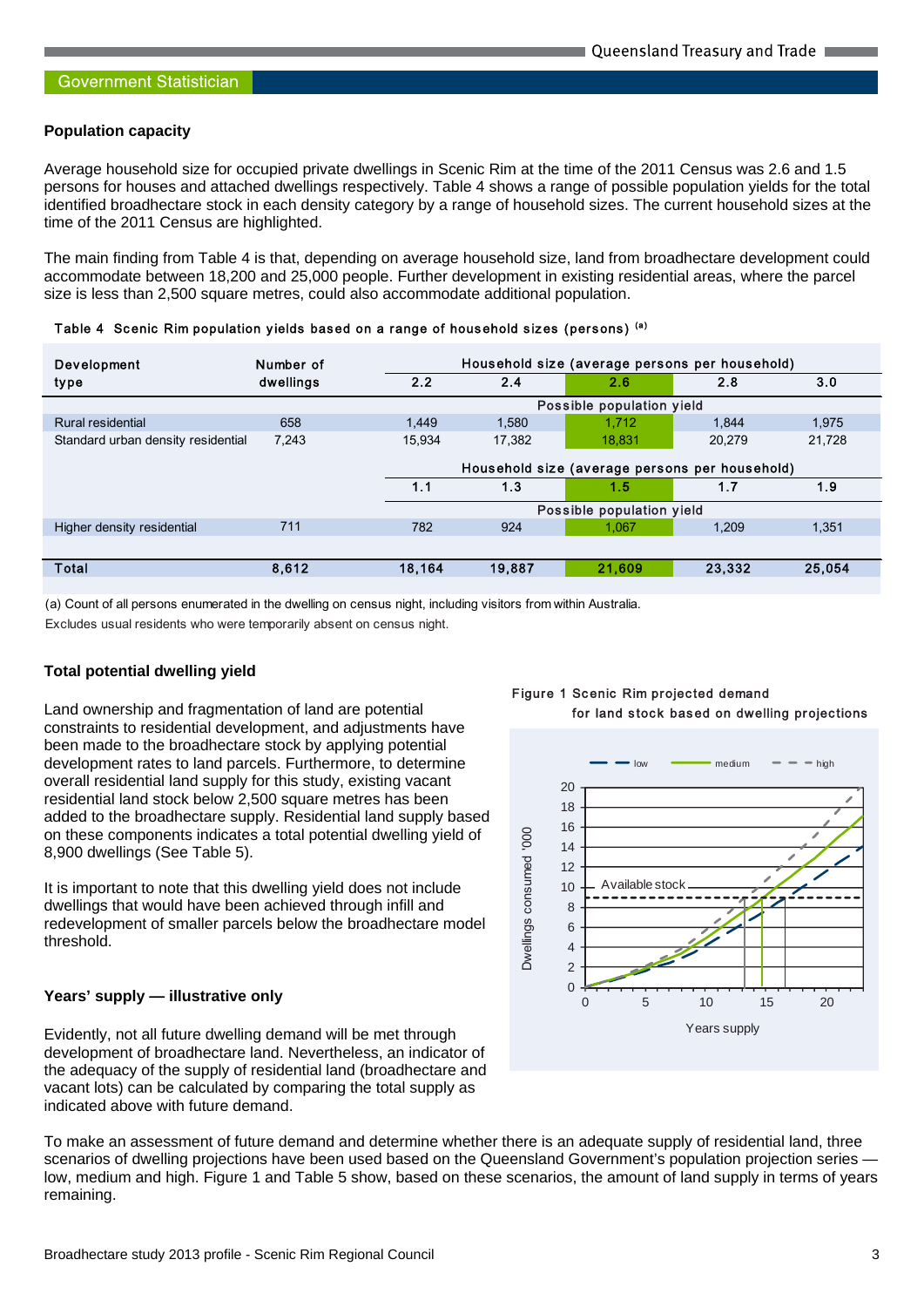### Population capacity

Average household size for occupied private dwellings in Scenic Rim at the time of the 2011 Census was 2.6 and 1.5 persons for houses and attached dwellings respectively. Table 4 shows a range of possible population yields for the total identified broadhectare stock in each density category by a range of household sizes. The current household sizes at the time of the 2011 Census are highlighted.

The main finding from Table 4 is that, depending on average household size, land from broadhectare development could accommodate between 18,200 and 25,000 people. Further development in existing residential areas, where the parcel size is less than 2,500 square metres, could also accommodate additional population.

Table 4 Scenic Rim population yields based on a range of household sizes (persons) [(a)]

| Development type | Number of dwellings | Household size (average persons per household) | | | | |
|---|---|---|---|---|---|---|
| | | 2.2 | 2.4 | 2.6 | 2.8 | 3.0 |
| | | Possible population yield | | | | |
| Rural residential | 658 | 1,449 | 1,580 | 1,712 | 1,844 | 1,975 |
| Standard urban density residential | 7,243 | 15,934 | 17,382 | 18,831 | 20,279 | 21,728 |
| | | Household size (average persons per household) | | | | |
| | | 1.1 | 1.3 | 1.5 | 1.7 | 1.9 |
| | | Possible population yield | | | | |
| Higher density residential | 711 | 782 | 924 | 1,067 | 1,209 | 1,351 |
| **Total** | **8,612** | **18,164** | **19,887** | **21,609** | **23,332** | **25,054** |

(a) Count of all persons enumerated in the dwelling on census night, including visitors from within Australia.
Excludes usual residents who were temporarily absent on census night.

### Total potential dwelling yield

Land ownership and fragmentation of land are potential constraints to residential development, and adjustments have been made to the broadhectare stock by applying potential development rates to land parcels. Furthermore, to determine overall residential land supply for this study, existing vacant residential land stock below 2,500 square metres has been added to the broadhectare supply. Residential land supply based on these components indicates a total potential dwelling yield of 8,900 dwellings (See Table 5).

It is important to note that this dwelling yield does not include dwellings that would have been achieved through infill and redevelopment of smaller parcels below the broadhectare model threshold.

### Years' supply — illustrative only

Evidently, not all future dwelling demand will be met through development of broadhectare land. Nevertheless, an indicator of the adequacy of the supply of residential land (broadhectare and vacant lots) can be calculated by comparing the total supply as indicated above with future demand.

Figure 1 Scenic Rim projected demand for land stock based on dwelling projections

To make an assessment of future demand and determine whether there is an adequate supply of residential land, three scenarios of dwelling projections have been used based on the Queensland Government's population projection series — low, medium and high. Figure 1 and Table 5 show, based on these scenarios, the amount of land supply in terms of years remaining.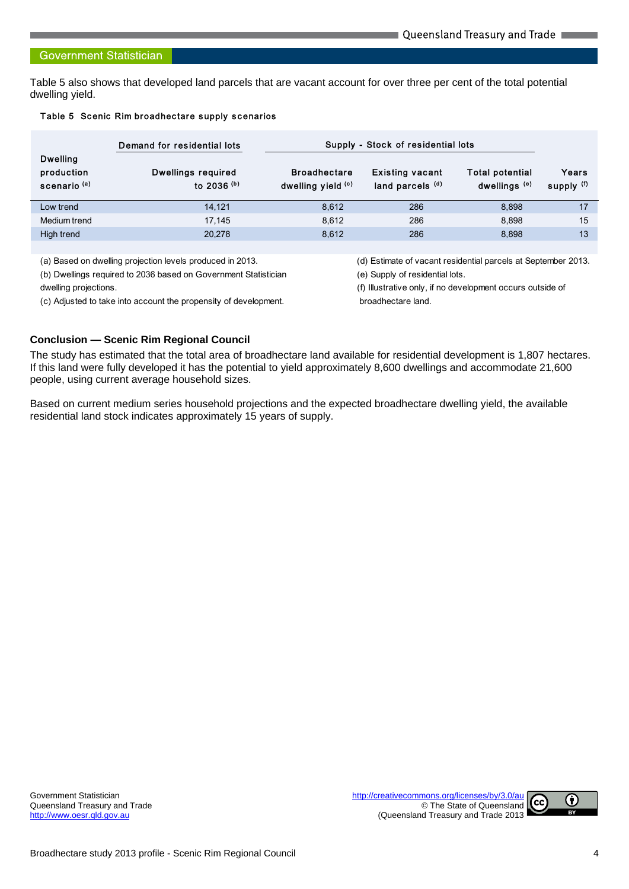Table 5 also shows that developed land parcels that are vacant account for over three per cent of the total potential dwelling yield.

**Table 5 Scenic Rim broadhectare supply scenarios**

| Dwelling production scenario [(a)] | Demand for residential lots | Supply - Stock of residential lots | | | |
|---|---|---|---|---|---|
| | Dwellings required to 2036 [(b)] | Broadhectare dwelling yield [(c)] | Existing vacant land parcels [(d)] | Total potential dwellings [(e)] | Years supply [(f)] |
| Low trend | 14,121 | 8,612 | 286 | 8,898 | 17 |
| Medium trend | 17,145 | 8,612 | 286 | 8,898 | 15 |
| High trend | 20,278 | 8,612 | 286 | 8,898 | 13 |

(a) Based on dwelling projection levels produced in 2013.
(b) Dwellings required to 2036 based on Government Statistician dwelling projections.
(c) Adjusted to take into account the propensity of development.
(d) Estimate of vacant residential parcels at September 2013.
(e) Supply of residential lots.
(f) Illustrative only, if no development occurs outside of broadhectare land.

## Conclusion — Scenic Rim Regional Council

The study has estimated that the total area of broadhectare land available for residential development is 1,807 hectares. If this land were fully developed it has the potential to yield approximately 8,600 dwellings and accommodate 21,600 people, using current average household sizes.

Based on current medium series household projections and the expected broadhectare dwelling yield, the available residential land stock indicates approximately 15 years of supply.

Government Statistician
Queensland Treasury and Trade
http://www.oesr.qld.gov.au

http://creativecommons.org/licenses/by/3.0/au
© The State of Queensland
(Queensland Treasury and Trade 2013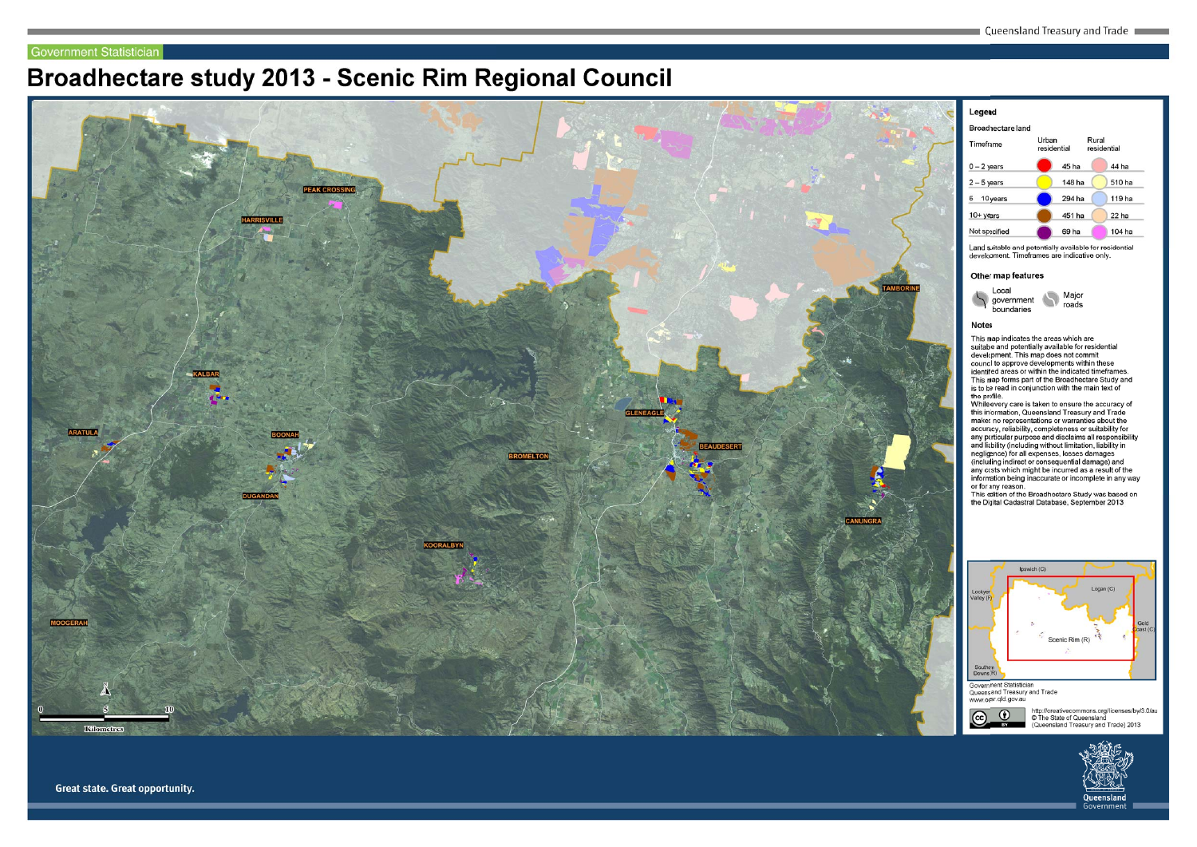Government Statistician

# Broadhectare study 2013 - Scenic Rim Regional Council

PEAK CROSSING

HARRISVILLE

TAMBORINE

KALBAR

GLENEAGLE

ARATULA

BOONAH

BEAUDESERT

BROMELTON

DUGANDAN

CANUNGRA

KOORALBYN

MOOGERAH

0 5 10

Kilometres

**Legend**

Broadhectare land

| Timeframe | Urban residential | Rural residential |
|---|---|---|
| 0 – 2 years | 45 ha | 44 ha |
| 2 – 5 years | 148 ha | 510 ha |
| 6 – 10 years | 294 ha | 119 ha |
| 10+ years | 451 ha | 22 ha |
| Not specified | 69 ha | 104 ha |

Land suitable and potentially available for residential development. Timeframes are indicative only.

**Other map features**

Local government boundaries

Major roads

**Notes**

This map indicates the areas which are suitable and potentially available for residential development. This map does not commit council to approve developments within these identified areas or within the indicated timeframes. This map forms part of the Broadhectare Study and is to be read in conjunction with the main text of the profile.

While every care is taken to ensure the accuracy of this information, Queensland Treasury and Trade makes no representations or warranties about the accuracy, reliability, completeness or suitability for any particular purpose and disclaims all responsibility and liability (including without limitation, liability in negligence) for all expenses, losses damages (including indirect or consequential damage) and any costs which might be incurred as a result of the information being inaccurate or incomplete in any way or for any reason.

This edition of the Broadhectare Study was based on the Digital Cadastral Database, September 2013

Ipswich (C)

Logan (C)

Lockyer Valley (R)

Gold Coast (C)

Scenic Rim (R)

Southern Downs (R)

Government Statistician
Queensland Treasury and Trade
www.oesr.qld.gov.au

http://creativecommons.org/licenses/by/3.0/au
© The State of Queensland
(Queensland Treasury and Trade) 2013

Great state. Great opportunity.